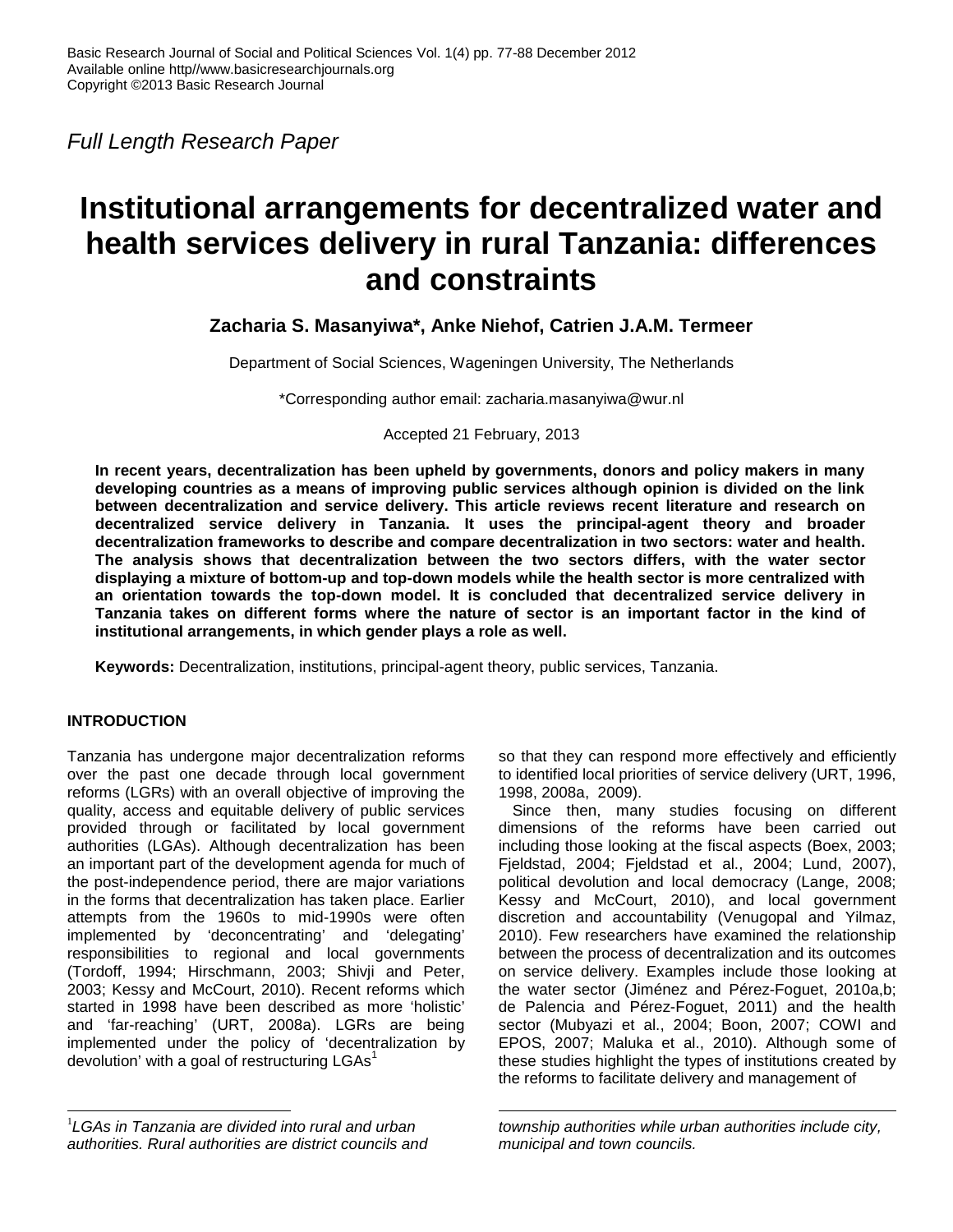*Full Length Research Paper*

# Institutional arrangements for decentralized water and health services delivery in rural Tanzania: differences and constraints

**Zacharia S. Masanyiwa\*, Anke Niehof, Catrien J.A.M. Termeer**

Department of Social Sciences, Wageningen University, The Netherlands

\*Corresponding author email: zacharia.masanyiwa@wur.nl

Accepted 21 February, 2013

**In recent years, decentralization has been upheld by governments, donors and policy makers in many developing countries as a means of improving public services although opinion is divided on the link between decentralization and service delivery. This article reviews recent literature and research on decentralized service delivery in Tanzania. It uses the principal-agent theory and broader decentralization frameworks to describe and compare decentralization in two sectors: water and health. The analysis shows that decentralization between the two sectors differs, with the water sector displaying a mixture of bottom-up and top-down models while the health sector is more centralized with an orientation towards the top-down model. It is concluded that decentralized service delivery in Tanzania takes on different forms where the nature of sector is an important factor in the kind of institutional arrangements, in which gender plays a role as well.**

**Keywords:** Decentralization, institutions, principal-agent theory, public services, Tanzania.

## INTRODUCTION

Tanzania has undergone major decentralization reforms over the past one decade through local government reforms (LGRs) with an overall objective of improving the quality, access and equitable delivery of public services provided through or facilitated by local government authorities (LGAs). Although decentralization has been an important part of the development agenda for much of the post-independence period, there are major variations in the forms that decentralization has taken place. Earlier attempts from the 1960s to mid-1990s were often implemented by 'deconcentrating' and 'delegating' responsibilities to regional and local governments (Tordoff, 1994; Hirschmann, 2003; Shivji and Peter, 2003; Kessy and McCourt, 2010). Recent reforms which started in 1998 have been described as more 'holistic' and 'far-reaching' (URT, 2008a). LGRs are being implemented under the policy of 'decentralization by devolution' with a goal of restructuring LGAs[1] so that they can respond more effectively and efficiently to identified local priorities of service delivery (URT, 1996, 1998, 2008a, 2009).

Since then, many studies focusing on different dimensions of the reforms have been carried out including those looking at the fiscal aspects (Boex, 2003; Fjeldstad, 2004; Fjeldstad et al., 2004; Lund, 2007), political devolution and local democracy (Lange, 2008; Kessy and McCourt, 2010), and local government discretion and accountability (Venugopal and Yilmaz, 2010). Few researchers have examined the relationship between the process of decentralization and its outcomes on service delivery. Examples include those looking at the water sector (Jiménez and Pérez-Foguet, 2010a,b; de Palencia and Pérez-Foguet, 2011) and the health sector (Mubyazi et al., 2004; Boon, 2007; COWI and EPOS, 2007; Maluka et al., 2010). Although some of these studies highlight the types of institutions created by the reforms to facilitate delivery and management of

[1] *LGAs in Tanzania are divided into rural and urban authorities. Rural authorities are district councils and township authorities while urban authorities include city, municipal and town councils.*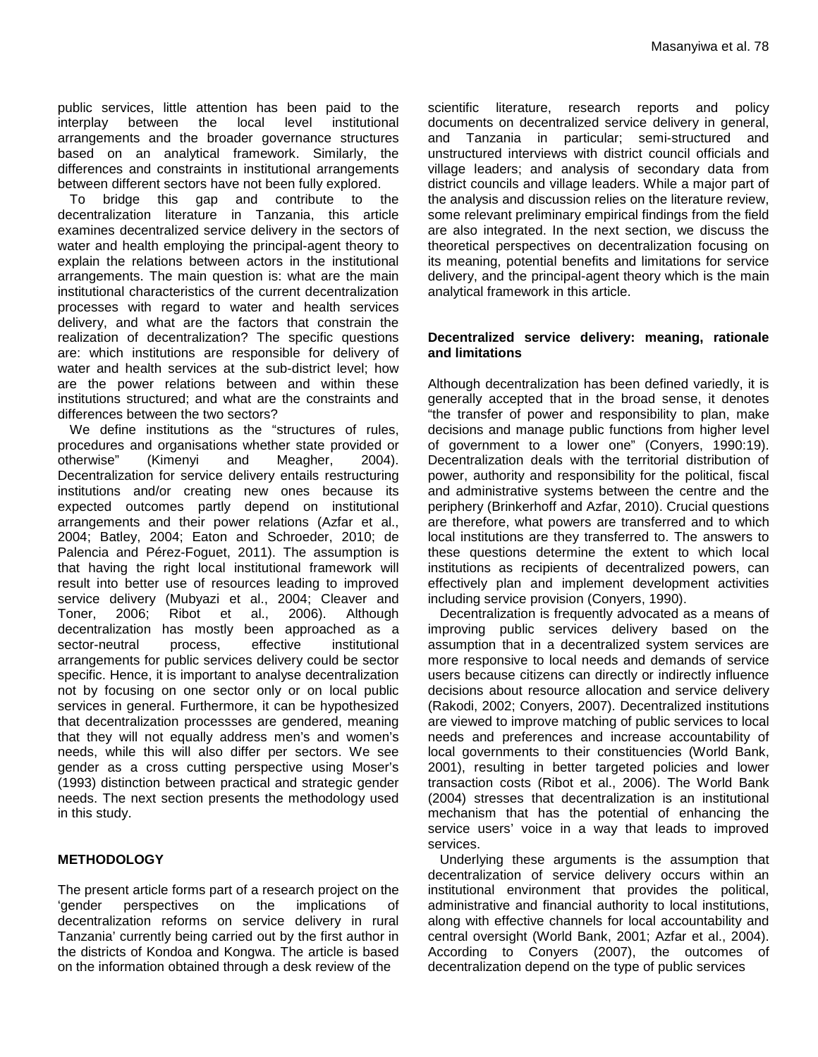public services, little attention has been paid to the interplay between the local level institutional arrangements and the broader governance structures based on an analytical framework. Similarly, the differences and constraints in institutional arrangements between different sectors have not been fully explored.

To bridge this gap and contribute to the decentralization literature in Tanzania, this article examines decentralized service delivery in the sectors of water and health employing the principal-agent theory to explain the relations between actors in the institutional arrangements. The main question is: what are the main institutional characteristics of the current decentralization processes with regard to water and health services delivery, and what are the factors that constrain the realization of decentralization? The specific questions are: which institutions are responsible for delivery of water and health services at the sub-district level; how are the power relations between and within these institutions structured; and what are the constraints and differences between the two sectors?

We define institutions as the "structures of rules, procedures and organisations whether state provided or otherwise" (Kimenyi and Meagher, 2004). Decentralization for service delivery entails restructuring institutions and/or creating new ones because its expected outcomes partly depend on institutional arrangements and their power relations (Azfar et al., 2004; Batley, 2004; Eaton and Schroeder, 2010; de Palencia and Pérez-Foguet, 2011). The assumption is that having the right local institutional framework will result into better use of resources leading to improved service delivery (Mubyazi et al., 2004; Cleaver and Toner, 2006; Ribot et al., 2006). Although decentralization has mostly been approached as a sector-neutral process, effective institutional arrangements for public services delivery could be sector specific. Hence, it is important to analyse decentralization not by focusing on one sector only or on local public services in general. Furthermore, it can be hypothesized that decentralization processses are gendered, meaning that they will not equally address men's and women's needs, while this will also differ per sectors. We see gender as a cross cutting perspective using Moser's (1993) distinction between practical and strategic gender needs. The next section presents the methodology used in this study.

## METHODOLOGY

The present article forms part of a research project on the 'gender perspectives on the implications of decentralization reforms on service delivery in rural Tanzania' currently being carried out by the first author in the districts of Kondoa and Kongwa. The article is based on the information obtained through a desk review of the scientific literature, research reports and policy documents on decentralized service delivery in general, and Tanzania in particular; semi-structured and unstructured interviews with district council officials and village leaders; and analysis of secondary data from district councils and village leaders. While a major part of the analysis and discussion relies on the literature review, some relevant preliminary empirical findings from the field are also integrated. In the next section, we discuss the theoretical perspectives on decentralization focusing on its meaning, potential benefits and limitations for service delivery, and the principal-agent theory which is the main analytical framework in this article.

### Decentralized service delivery: meaning, rationale and limitations

Although decentralization has been defined variedly, it is generally accepted that in the broad sense, it denotes "the transfer of power and responsibility to plan, make decisions and manage public functions from higher level of government to a lower one" (Conyers, 1990:19). Decentralization deals with the territorial distribution of power, authority and responsibility for the political, fiscal and administrative systems between the centre and the periphery (Brinkerhoff and Azfar, 2010). Crucial questions are therefore, what powers are transferred and to which local institutions are they transferred to. The answers to these questions determine the extent to which local institutions as recipients of decentralized powers, can effectively plan and implement development activities including service provision (Conyers, 1990).

Decentralization is frequently advocated as a means of improving public services delivery based on the assumption that in a decentralized system services are more responsive to local needs and demands of service users because citizens can directly or indirectly influence decisions about resource allocation and service delivery (Rakodi, 2002; Conyers, 2007). Decentralized institutions are viewed to improve matching of public services to local needs and preferences and increase accountability of local governments to their constituencies (World Bank, 2001), resulting in better targeted policies and lower transaction costs (Ribot et al., 2006). The World Bank (2004) stresses that decentralization is an institutional mechanism that has the potential of enhancing the service users' voice in a way that leads to improved services.

Underlying these arguments is the assumption that decentralization of service delivery occurs within an institutional environment that provides the political, administrative and financial authority to local institutions, along with effective channels for local accountability and central oversight (World Bank, 2001; Azfar et al., 2004). According to Conyers (2007), the outcomes of decentralization depend on the type of public services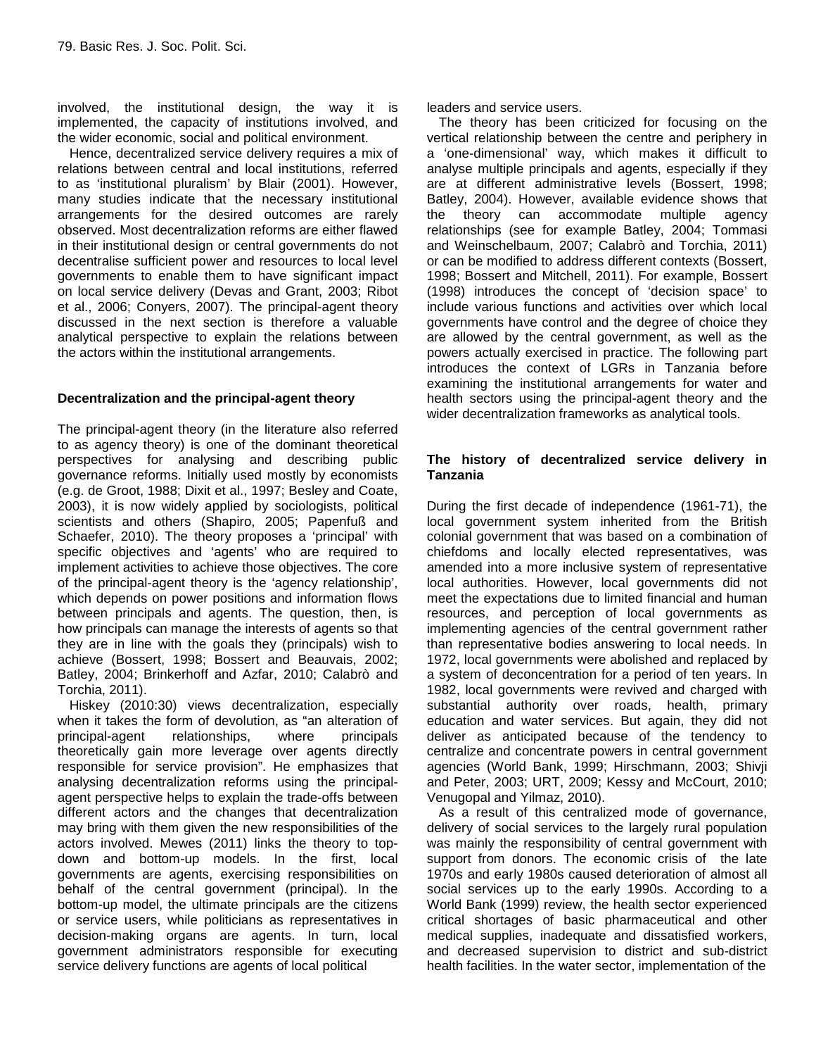involved, the institutional design, the way it is implemented, the capacity of institutions involved, and the wider economic, social and political environment.

Hence, decentralized service delivery requires a mix of relations between central and local institutions, referred to as 'institutional pluralism' by Blair (2001). However, many studies indicate that the necessary institutional arrangements for the desired outcomes are rarely observed. Most decentralization reforms are either flawed in their institutional design or central governments do not decentralise sufficient power and resources to local level governments to enable them to have significant impact on local service delivery (Devas and Grant, 2003; Ribot et al., 2006; Conyers, 2007). The principal-agent theory discussed in the next section is therefore a valuable analytical perspective to explain the relations between the actors within the institutional arrangements.

## Decentralization and the principal-agent theory

The principal-agent theory (in the literature also referred to as agency theory) is one of the dominant theoretical perspectives for analysing and describing public governance reforms. Initially used mostly by economists (e.g. de Groot, 1988; Dixit et al., 1997; Besley and Coate, 2003), it is now widely applied by sociologists, political scientists and others (Shapiro, 2005; Papenfuß and Schaefer, 2010). The theory proposes a 'principal' with specific objectives and 'agents' who are required to implement activities to achieve those objectives. The core of the principal-agent theory is the 'agency relationship', which depends on power positions and information flows between principals and agents. The question, then, is how principals can manage the interests of agents so that they are in line with the goals they (principals) wish to achieve (Bossert, 1998; Bossert and Beauvais, 2002; Batley, 2004; Brinkerhoff and Azfar, 2010; Calabrò and Torchia, 2011).

Hiskey (2010:30) views decentralization, especially when it takes the form of devolution, as "an alteration of principal-agent relationships, where principals theoretically gain more leverage over agents directly responsible for service provision". He emphasizes that analysing decentralization reforms using the principal-agent perspective helps to explain the trade-offs between different actors and the changes that decentralization may bring with them given the new responsibilities of the actors involved. Mewes (2011) links the theory to top-down and bottom-up models. In the first, local governments are agents, exercising responsibilities on behalf of the central government (principal). In the bottom-up model, the ultimate principals are the citizens or service users, while politicians as representatives in decision-making organs are agents. In turn, local government administrators responsible for executing service delivery functions are agents of local political leaders and service users.

The theory has been criticized for focusing on the vertical relationship between the centre and periphery in a 'one-dimensional' way, which makes it difficult to analyse multiple principals and agents, especially if they are at different administrative levels (Bossert, 1998; Batley, 2004). However, available evidence shows that the theory can accommodate multiple agency relationships (see for example Batley, 2004; Tommasi and Weinschelbaum, 2007; Calabrò and Torchia, 2011) or can be modified to address different contexts (Bossert, 1998; Bossert and Mitchell, 2011). For example, Bossert (1998) introduces the concept of 'decision space' to include various functions and activities over which local governments have control and the degree of choice they are allowed by the central government, as well as the powers actually exercised in practice. The following part introduces the context of LGRs in Tanzania before examining the institutional arrangements for water and health sectors using the principal-agent theory and the wider decentralization frameworks as analytical tools.

## The history of decentralized service delivery in Tanzania

During the first decade of independence (1961-71), the local government system inherited from the British colonial government that was based on a combination of chiefdoms and locally elected representatives, was amended into a more inclusive system of representative local authorities. However, local governments did not meet the expectations due to limited financial and human resources, and perception of local governments as implementing agencies of the central government rather than representative bodies answering to local needs. In 1972, local governments were abolished and replaced by a system of deconcentration for a period of ten years. In 1982, local governments were revived and charged with substantial authority over roads, health, primary education and water services. But again, they did not deliver as anticipated because of the tendency to centralize and concentrate powers in central government agencies (World Bank, 1999; Hirschmann, 2003; Shivji and Peter, 2003; URT, 2009; Kessy and McCourt, 2010; Venugopal and Yilmaz, 2010).

As a result of this centralized mode of governance, delivery of social services to the largely rural population was mainly the responsibility of central government with support from donors. The economic crisis of the late 1970s and early 1980s caused deterioration of almost all social services up to the early 1990s. According to a World Bank (1999) review, the health sector experienced critical shortages of basic pharmaceutical and other medical supplies, inadequate and dissatisfied workers, and decreased supervision to district and sub-district health facilities. In the water sector, implementation of the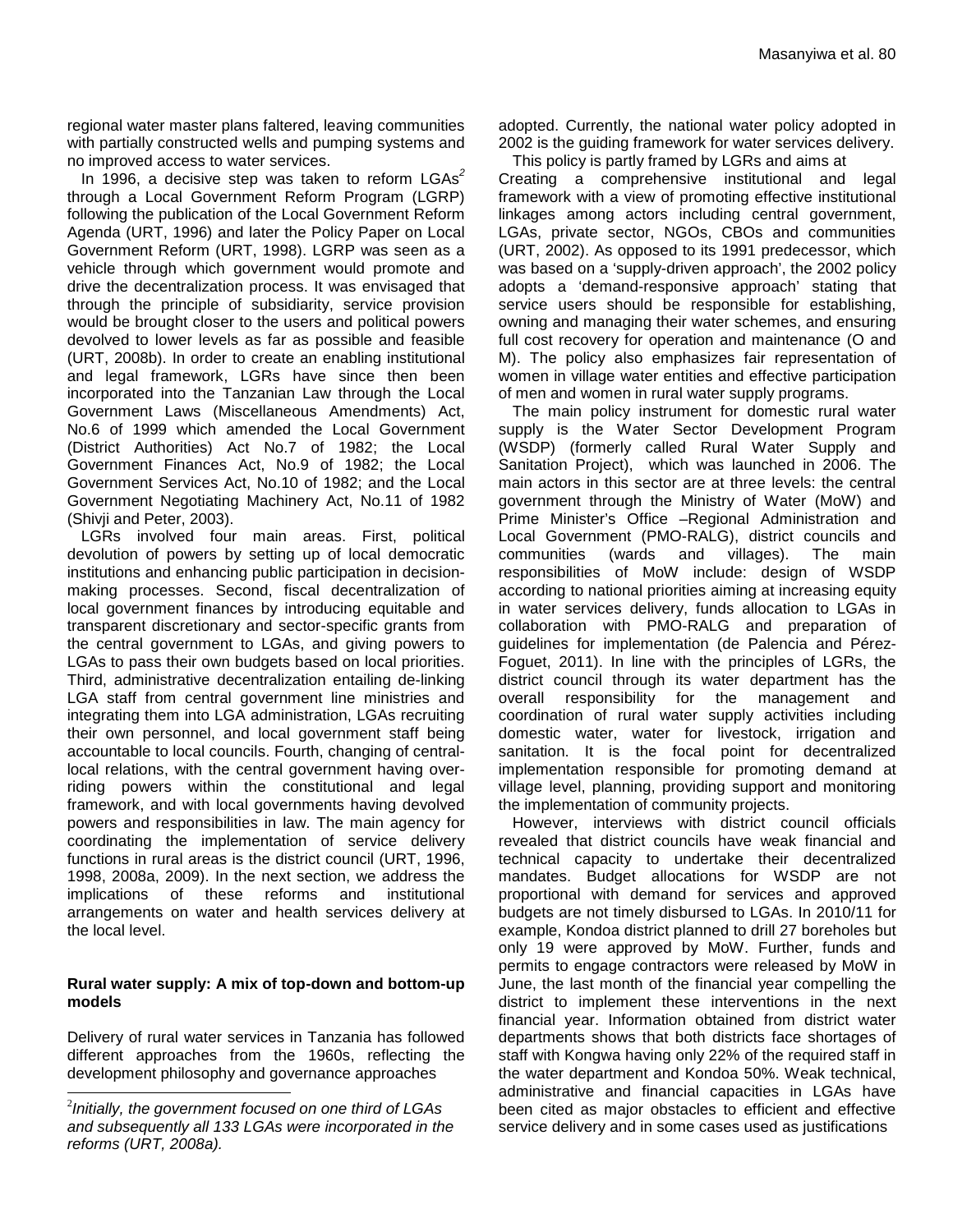regional water master plans faltered, leaving communities with partially constructed wells and pumping systems and no improved access to water services.

In 1996, a decisive step was taken to reform LGAs[2] through a Local Government Reform Program (LGRP) following the publication of the Local Government Reform Agenda (URT, 1996) and later the Policy Paper on Local Government Reform (URT, 1998). LGRP was seen as a vehicle through which government would promote and drive the decentralization process. It was envisaged that through the principle of subsidiarity, service provision would be brought closer to the users and political powers devolved to lower levels as far as possible and feasible (URT, 2008b). In order to create an enabling institutional and legal framework, LGRs have since then been incorporated into the Tanzanian Law through the Local Government Laws (Miscellaneous Amendments) Act, No.6 of 1999 which amended the Local Government (District Authorities) Act No.7 of 1982; the Local Government Finances Act, No.9 of 1982; the Local Government Services Act, No.10 of 1982; and the Local Government Negotiating Machinery Act, No.11 of 1982 (Shivji and Peter, 2003).

LGRs involved four main areas. First, political devolution of powers by setting up of local democratic institutions and enhancing public participation in decision-making processes. Second, fiscal decentralization of local government finances by introducing equitable and transparent discretionary and sector-specific grants from the central government to LGAs, and giving powers to LGAs to pass their own budgets based on local priorities. Third, administrative decentralization entailing de-linking LGA staff from central government line ministries and integrating them into LGA administration, LGAs recruiting their own personnel, and local government staff being accountable to local councils. Fourth, changing of central-local relations, with the central government having over-riding powers within the constitutional and legal framework, and with local governments having devolved powers and responsibilities in law. The main agency for coordinating the implementation of service delivery functions in rural areas is the district council (URT, 1996, 1998, 2008a, 2009). In the next section, we address the implications of these reforms and institutional arrangements on water and health services delivery at the local level.

**Rural water supply: A mix of top-down and bottom-up models**

Delivery of rural water services in Tanzania has followed different approaches from the 1960s, reflecting the development philosophy and governance approaches adopted. Currently, the national water policy adopted in 2002 is the guiding framework for water services delivery.

This policy is partly framed by LGRs and aims at Creating a comprehensive institutional and legal framework with a view of promoting effective institutional linkages among actors including central government, LGAs, private sector, NGOs, CBOs and communities (URT, 2002). As opposed to its 1991 predecessor, which was based on a 'supply-driven approach', the 2002 policy adopts a 'demand-responsive approach' stating that service users should be responsible for establishing, owning and managing their water schemes, and ensuring full cost recovery for operation and maintenance (O and M). The policy also emphasizes fair representation of women in village water entities and effective participation of men and women in rural water supply programs.

The main policy instrument for domestic rural water supply is the Water Sector Development Program (WSDP) (formerly called Rural Water Supply and Sanitation Project), which was launched in 2006. The main actors in this sector are at three levels: the central government through the Ministry of Water (MoW) and Prime Minister's Office –Regional Administration and Local Government (PMO-RALG), district councils and communities (wards and villages). The main responsibilities of MoW include: design of WSDP according to national priorities aiming at increasing equity in water services delivery, funds allocation to LGAs in collaboration with PMO-RALG and preparation of guidelines for implementation (de Palencia and Pérez-Foguet, 2011). In line with the principles of LGRs, the district council through its water department has the overall responsibility for the management and coordination of rural water supply activities including domestic water, water for livestock, irrigation and sanitation. It is the focal point for decentralized implementation responsible for promoting demand at village level, planning, providing support and monitoring the implementation of community projects.

However, interviews with district council officials revealed that district councils have weak financial and technical capacity to undertake their decentralized mandates. Budget allocations for WSDP are not proportional with demand for services and approved budgets are not timely disbursed to LGAs. In 2010/11 for example, Kondoa district planned to drill 27 boreholes but only 19 were approved by MoW. Further, funds and permits to engage contractors were released by MoW in June, the last month of the financial year compelling the district to implement these interventions in the next financial year. Information obtained from district water departments shows that both districts face shortages of staff with Kongwa having only 22% of the required staff in the water department and Kondoa 50%. Weak technical, administrative and financial capacities in LGAs have been cited as major obstacles to efficient and effective service delivery and in some cases used as justifications

[2] *Initially, the government focused on one third of LGAs and subsequently all 133 LGAs were incorporated in the reforms (URT, 2008a).*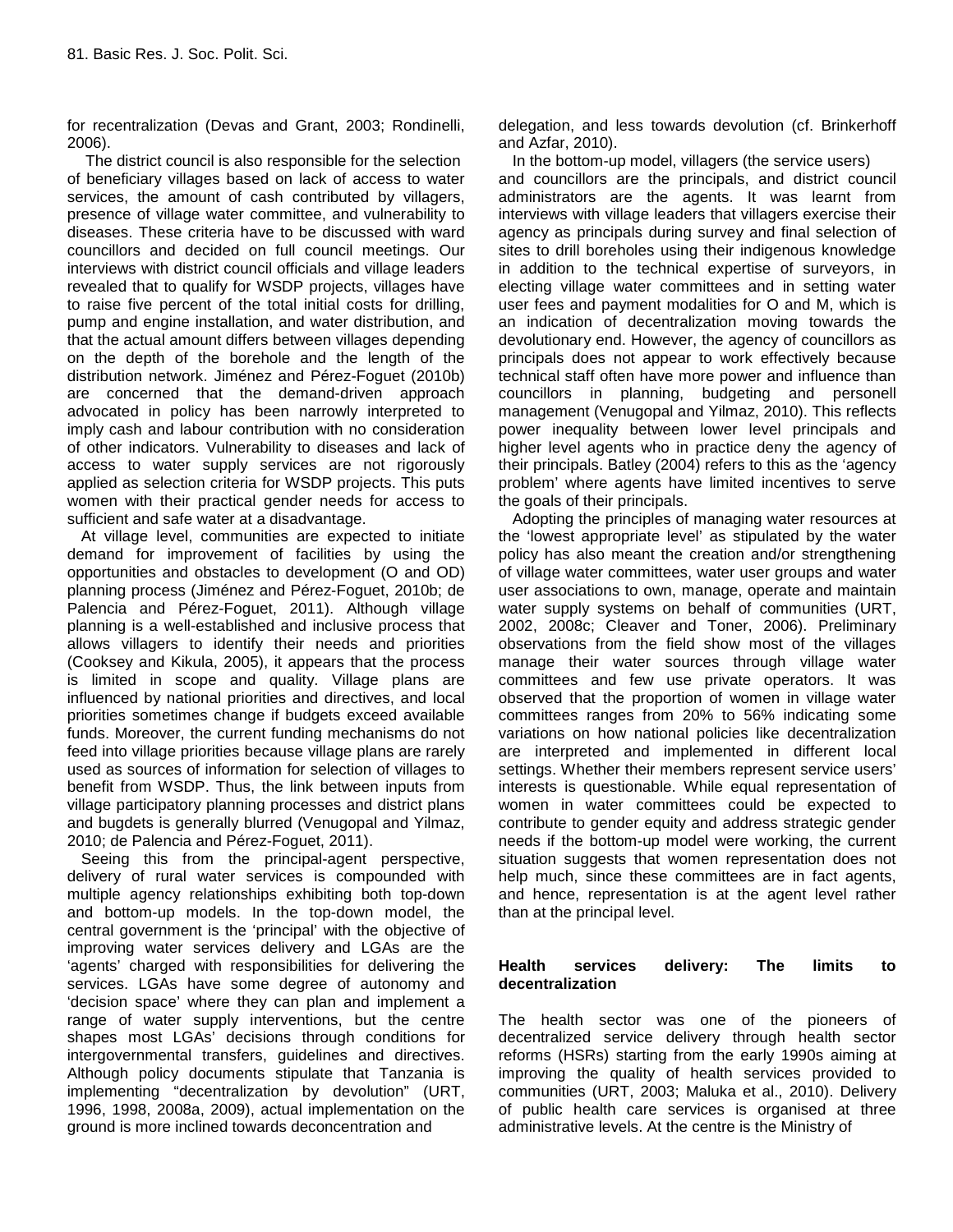for recentralization (Devas and Grant, 2003; Rondinelli, 2006).

The district council is also responsible for the selection of beneficiary villages based on lack of access to water services, the amount of cash contributed by villagers, presence of village water committee, and vulnerability to diseases. These criteria have to be discussed with ward councillors and decided on full council meetings. Our interviews with district council officials and village leaders revealed that to qualify for WSDP projects, villages have to raise five percent of the total initial costs for drilling, pump and engine installation, and water distribution, and that the actual amount differs between villages depending on the depth of the borehole and the length of the distribution network. Jiménez and Pérez-Foguet (2010b) are concerned that the demand-driven approach advocated in policy has been narrowly interpreted to imply cash and labour contribution with no consideration of other indicators. Vulnerability to diseases and lack of access to water supply services are not rigorously applied as selection criteria for WSDP projects. This puts women with their practical gender needs for access to sufficient and safe water at a disadvantage.

At village level, communities are expected to initiate demand for improvement of facilities by using the opportunities and obstacles to development (O and OD) planning process (Jiménez and Pérez-Foguet, 2010b; de Palencia and Pérez-Foguet, 2011). Although village planning is a well-established and inclusive process that allows villagers to identify their needs and priorities (Cooksey and Kikula, 2005), it appears that the process is limited in scope and quality. Village plans are influenced by national priorities and directives, and local priorities sometimes change if budgets exceed available funds. Moreover, the current funding mechanisms do not feed into village priorities because village plans are rarely used as sources of information for selection of villages to benefit from WSDP. Thus, the link between inputs from village participatory planning processes and district plans and bugdets is generally blurred (Venugopal and Yilmaz, 2010; de Palencia and Pérez-Foguet, 2011).

Seeing this from the principal-agent perspective, delivery of rural water services is compounded with multiple agency relationships exhibiting both top-down and bottom-up models. In the top-down model, the central government is the 'principal' with the objective of improving water services delivery and LGAs are the 'agents' charged with responsibilities for delivering the services. LGAs have some degree of autonomy and 'decision space' where they can plan and implement a range of water supply interventions, but the centre shapes most LGAs' decisions through conditions for intergovernmental transfers, guidelines and directives. Although policy documents stipulate that Tanzania is implementing "decentralization by devolution" (URT, 1996, 1998, 2008a, 2009), actual implementation on the ground is more inclined towards deconcentration and delegation, and less towards devolution (cf. Brinkerhoff and Azfar, 2010).

In the bottom-up model, villagers (the service users) and councillors are the principals, and district council administrators are the agents. It was learnt from interviews with village leaders that villagers exercise their agency as principals during survey and final selection of sites to drill boreholes using their indigenous knowledge in addition to the technical expertise of surveyors, in electing village water committees and in setting water user fees and payment modalities for O and M, which is an indication of decentralization moving towards the devolutionary end. However, the agency of councillors as principals does not appear to work effectively because technical staff often have more power and influence than councillors in planning, budgeting and personell management (Venugopal and Yilmaz, 2010). This reflects power inequality between lower level principals and higher level agents who in practice deny the agency of their principals. Batley (2004) refers to this as the 'agency problem' where agents have limited incentives to serve the goals of their principals.

Adopting the principles of managing water resources at the 'lowest appropriate level' as stipulated by the water policy has also meant the creation and/or strengthening of village water committees, water user groups and water user associations to own, manage, operate and maintain water supply systems on behalf of communities (URT, 2002, 2008c; Cleaver and Toner, 2006). Preliminary observations from the field show most of the villages manage their water sources through village water committees and few use private operators. It was observed that the proportion of women in village water committees ranges from 20% to 56% indicating some variations on how national policies like decentralization are interpreted and implemented in different local settings. Whether their members represent service users' interests is questionable. While equal representation of women in water committees could be expected to contribute to gender equity and address strategic gender needs if the bottom-up model were working, the current situation suggests that women representation does not help much, since these committees are in fact agents, and hence, representation is at the agent level rather than at the principal level.

## Health services delivery: The limits to decentralization

The health sector was one of the pioneers of decentralized service delivery through health sector reforms (HSRs) starting from the early 1990s aiming at improving the quality of health services provided to communities (URT, 2003; Maluka et al., 2010). Delivery of public health care services is organised at three administrative levels. At the centre is the Ministry of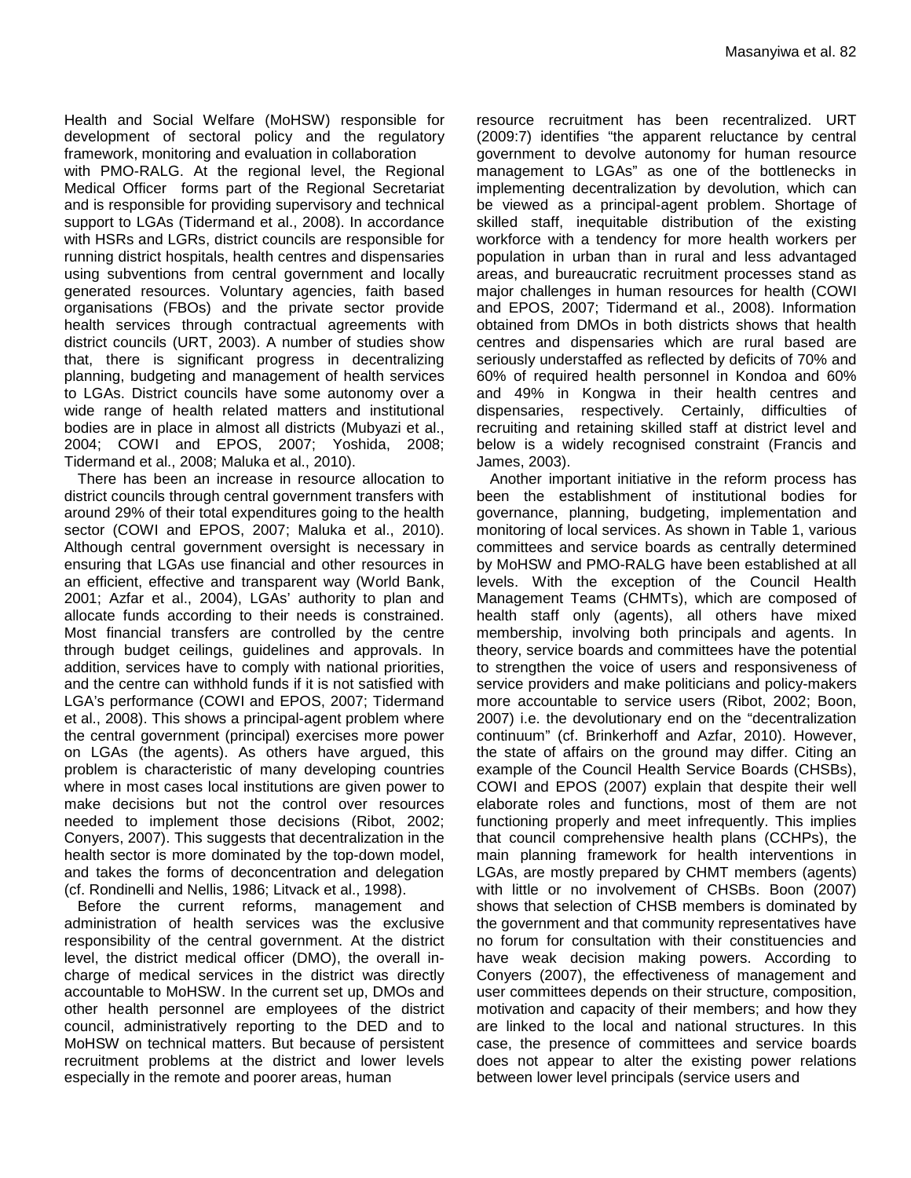Health and Social Welfare (MoHSW) responsible for development of sectoral policy and the regulatory framework, monitoring and evaluation in collaboration with PMO-RALG. At the regional level, the Regional Medical Officer forms part of the Regional Secretariat and is responsible for providing supervisory and technical support to LGAs (Tidermand et al., 2008). In accordance with HSRs and LGRs, district councils are responsible for running district hospitals, health centres and dispensaries using subventions from central government and locally generated resources. Voluntary agencies, faith based organisations (FBOs) and the private sector provide health services through contractual agreements with district councils (URT, 2003). A number of studies show that, there is significant progress in decentralizing planning, budgeting and management of health services to LGAs. District councils have some autonomy over a wide range of health related matters and institutional bodies are in place in almost all districts (Mubyazi et al., 2004; COWI and EPOS, 2007; Yoshida, 2008; Tidermand et al., 2008; Maluka et al., 2010).

There has been an increase in resource allocation to district councils through central government transfers with around 29% of their total expenditures going to the health sector (COWI and EPOS, 2007; Maluka et al., 2010). Although central government oversight is necessary in ensuring that LGAs use financial and other resources in an efficient, effective and transparent way (World Bank, 2001; Azfar et al., 2004), LGAs' authority to plan and allocate funds according to their needs is constrained. Most financial transfers are controlled by the centre through budget ceilings, guidelines and approvals. In addition, services have to comply with national priorities, and the centre can withhold funds if it is not satisfied with LGA's performance (COWI and EPOS, 2007; Tidermand et al., 2008). This shows a principal-agent problem where the central government (principal) exercises more power on LGAs (the agents). As others have argued, this problem is characteristic of many developing countries where in most cases local institutions are given power to make decisions but not the control over resources needed to implement those decisions (Ribot, 2002; Conyers, 2007). This suggests that decentralization in the health sector is more dominated by the top-down model, and takes the forms of deconcentration and delegation (cf. Rondinelli and Nellis, 1986; Litvack et al., 1998).

Before the current reforms, management and administration of health services was the exclusive responsibility of the central government. At the district level, the district medical officer (DMO), the overall in-charge of medical services in the district was directly accountable to MoHSW. In the current set up, DMOs and other health personnel are employees of the district council, administratively reporting to the DED and to MoHSW on technical matters. But because of persistent recruitment problems at the district and lower levels especially in the remote and poorer areas, human resource recruitment has been recentralized. URT (2009:7) identifies "the apparent reluctance by central government to devolve autonomy for human resource management to LGAs" as one of the bottlenecks in implementing decentralization by devolution, which can be viewed as a principal-agent problem. Shortage of skilled staff, inequitable distribution of the existing workforce with a tendency for more health workers per population in urban than in rural and less advantaged areas, and bureaucratic recruitment processes stand as major challenges in human resources for health (COWI and EPOS, 2007; Tidermand et al., 2008). Information obtained from DMOs in both districts shows that health centres and dispensaries which are rural based are seriously understaffed as reflected by deficits of 70% and 60% of required health personnel in Kondoa and 60% and 49% in Kongwa in their health centres and dispensaries, respectively. Certainly, difficulties of recruiting and retaining skilled staff at district level and below is a widely recognised constraint (Francis and James, 2003).

Another important initiative in the reform process has been the establishment of institutional bodies for governance, planning, budgeting, implementation and monitoring of local services. As shown in Table 1, various committees and service boards as centrally determined by MoHSW and PMO-RALG have been established at all levels. With the exception of the Council Health Management Teams (CHMTs), which are composed of health staff only (agents), all others have mixed membership, involving both principals and agents. In theory, service boards and committees have the potential to strengthen the voice of users and responsiveness of service providers and make politicians and policy-makers more accountable to service users (Ribot, 2002; Boon, 2007) i.e. the devolutionary end on the "decentralization continuum" (cf. Brinkerhoff and Azfar, 2010). However, the state of affairs on the ground may differ. Citing an example of the Council Health Service Boards (CHSBs), COWI and EPOS (2007) explain that despite their well elaborate roles and functions, most of them are not functioning properly and meet infrequently. This implies that council comprehensive health plans (CCHPs), the main planning framework for health interventions in LGAs, are mostly prepared by CHMT members (agents) with little or no involvement of CHSBs. Boon (2007) shows that selection of CHSB members is dominated by the government and that community representatives have no forum for consultation with their constituencies and have weak decision making powers. According to Conyers (2007), the effectiveness of management and user committees depends on their structure, composition, motivation and capacity of their members; and how they are linked to the local and national structures. In this case, the presence of committees and service boards does not appear to alter the existing power relations between lower level principals (service users and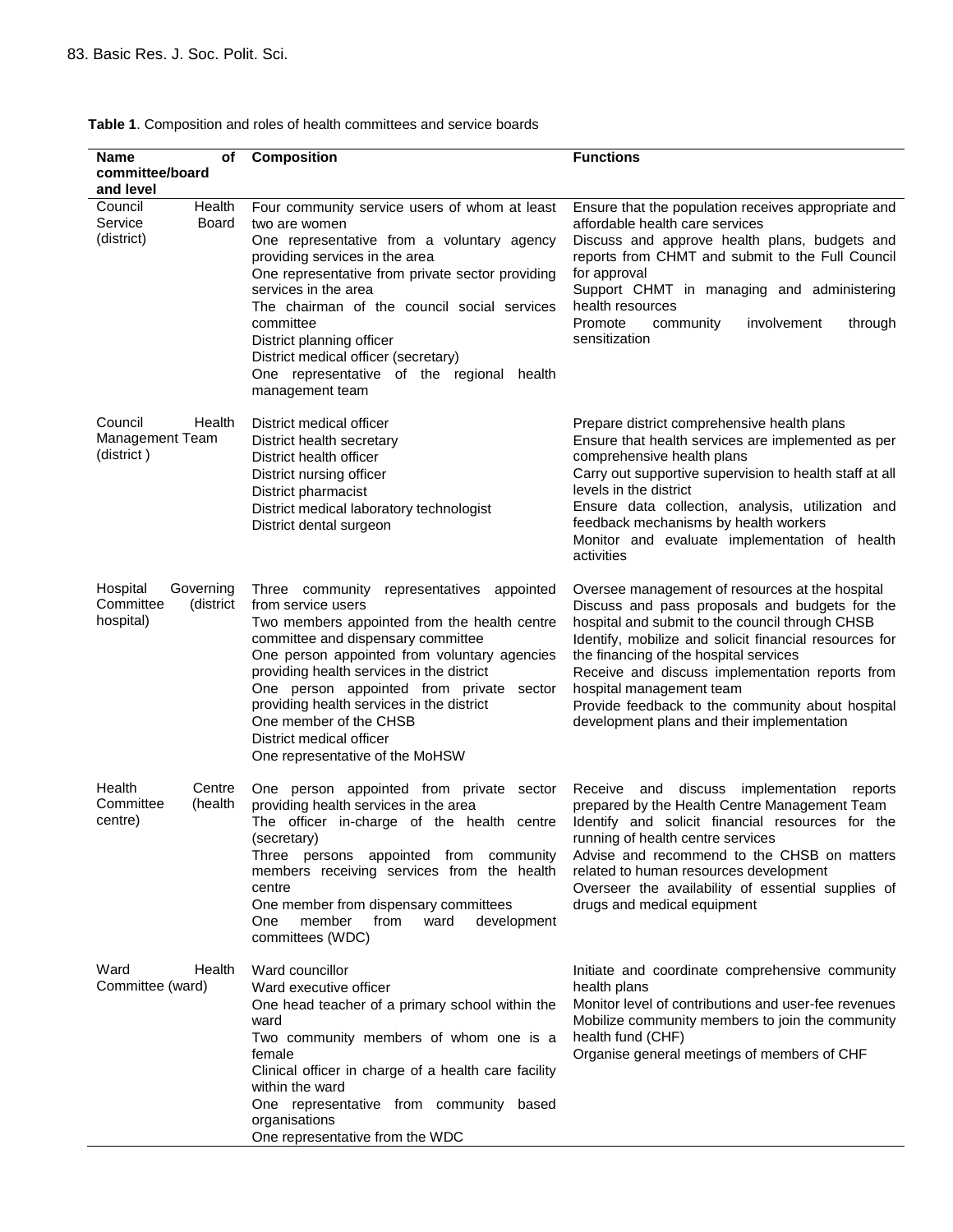**Table 1**. Composition and roles of health committees and service boards

| Name of committee/board and level | Composition | Functions |
|---|---|---|
| Council Health Service Board (district) | Four community service users of whom at least two are women<br>One representative from a voluntary agency providing services in the area<br>One representative from private sector providing services in the area<br>The chairman of the council social services committee<br>District planning officer<br>District medical officer (secretary)<br>One representative of the regional health management team | Ensure that the population receives appropriate and affordable health care services<br>Discuss and approve health plans, budgets and reports from CHMT and submit to the Full Council for approval<br>Support CHMT in managing and administering health resources<br>Promote community involvement through sensitization |
| Council Health Management Team (district ) | District medical officer<br>District health secretary<br>District health officer<br>District nursing officer<br>District pharmacist<br>District medical laboratory technologist<br>District dental surgeon | Prepare district comprehensive health plans<br>Ensure that health services are implemented as per comprehensive health plans<br>Carry out supportive supervision to health staff at all levels in the district<br>Ensure data collection, analysis, utilization and feedback mechanisms by health workers<br>Monitor and evaluate implementation of health activities |
| Hospital Governing Committee (district hospital) | Three community representatives appointed from service users<br>Two members appointed from the health centre committee and dispensary committee<br>One person appointed from voluntary agencies providing health services in the district<br>One person appointed from private sector providing health services in the district<br>One member of the CHSB<br>District medical officer<br>One representative of the MoHSW | Oversee management of resources at the hospital<br>Discuss and pass proposals and budgets for the hospital and submit to the council through CHSB<br>Identify, mobilize and solicit financial resources for the financing of the hospital services<br>Receive and discuss implementation reports from hospital management team<br>Provide feedback to the community about hospital development plans and their implementation |
| Health Centre Committee (health centre) | One person appointed from private sector providing health services in the area<br>The officer in-charge of the health centre (secretary)<br>Three persons appointed from community members receiving services from the health centre<br>One member from dispensary committees<br>One member from ward development committees (WDC) | Receive and discuss implementation reports prepared by the Health Centre Management Team<br>Identify and solicit financial resources for the running of health centre services<br>Advise and recommend to the CHSB on matters related to human resources development<br>Overseer the availability of essential supplies of drugs and medical equipment |
| Ward Health Committee (ward) | Ward councillor<br>Ward executive officer<br>One head teacher of a primary school within the ward<br>Two community members of whom one is a female<br>Clinical officer in charge of a health care facility within the ward<br>One representative from community based organisations<br>One representative from the WDC | Initiate and coordinate comprehensive community health plans<br>Monitor level of contributions and user-fee revenues<br>Mobilize community members to join the community health fund (CHF)<br>Organise general meetings of members of CHF |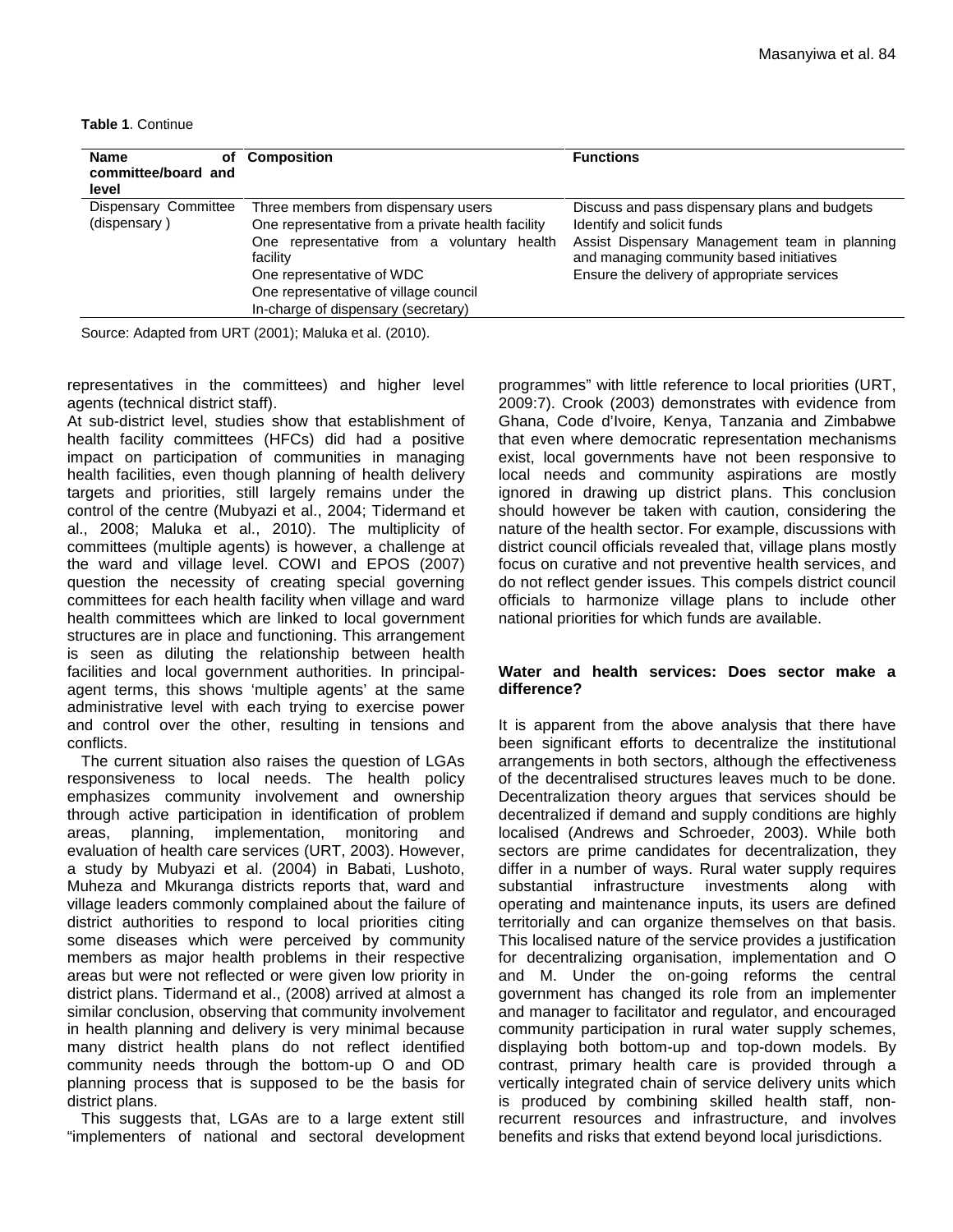**Table 1**. Continue

| Name of committee/board and level | Composition | Functions |
|---|---|---|
| Dispensary Committee (dispensary ) | Three members from dispensary users<br>One representative from a private health facility<br>One representative from a voluntary health facility<br>One representative of WDC<br>One representative of village council<br>In-charge of dispensary (secretary) | Discuss and pass dispensary plans and budgets<br>Identify and solicit funds<br>Assist Dispensary Management team in planning and managing community based initiatives<br>Ensure the delivery of appropriate services |

Source: Adapted from URT (2001); Maluka et al. (2010).

representatives in the committees) and higher level agents (technical district staff).

At sub-district level, studies show that establishment of health facility committees (HFCs) did had a positive impact on participation of communities in managing health facilities, even though planning of health delivery targets and priorities, still largely remains under the control of the centre (Mubyazi et al., 2004; Tidermand et al., 2008; Maluka et al., 2010). The multiplicity of committees (multiple agents) is however, a challenge at the ward and village level. COWI and EPOS (2007) question the necessity of creating special governing committees for each health facility when village and ward health committees which are linked to local government structures are in place and functioning. This arrangement is seen as diluting the relationship between health facilities and local government authorities. In principal-agent terms, this shows 'multiple agents' at the same administrative level with each trying to exercise power and control over the other, resulting in tensions and conflicts.

The current situation also raises the question of LGAs responsiveness to local needs. The health policy emphasizes community involvement and ownership through active participation in identification of problem areas, planning, implementation, monitoring and evaluation of health care services (URT, 2003). However, a study by Mubyazi et al. (2004) in Babati, Lushoto, Muheza and Mkuranga districts reports that, ward and village leaders commonly complained about the failure of district authorities to respond to local priorities citing some diseases which were perceived by community members as major health problems in their respective areas but were not reflected or were given low priority in district plans. Tidermand et al., (2008) arrived at almost a similar conclusion, observing that community involvement in health planning and delivery is very minimal because many district health plans do not reflect identified community needs through the bottom-up O and OD planning process that is supposed to be the basis for district plans.

This suggests that, LGAs are to a large extent still "implementers of national and sectoral development programmes" with little reference to local priorities (URT, 2009:7). Crook (2003) demonstrates with evidence from Ghana, Code d'Ivoire, Kenya, Tanzania and Zimbabwe that even where democratic representation mechanisms exist, local governments have not been responsive to local needs and community aspirations are mostly ignored in drawing up district plans. This conclusion should however be taken with caution, considering the nature of the health sector. For example, discussions with district council officials revealed that, village plans mostly focus on curative and not preventive health services, and do not reflect gender issues. This compels district council officials to harmonize village plans to include other national priorities for which funds are available.

**Water and health services: Does sector make a difference?**

It is apparent from the above analysis that there have been significant efforts to decentralize the institutional arrangements in both sectors, although the effectiveness of the decentralised structures leaves much to be done. Decentralization theory argues that services should be decentralized if demand and supply conditions are highly localised (Andrews and Schroeder, 2003). While both sectors are prime candidates for decentralization, they differ in a number of ways. Rural water supply requires substantial infrastructure investments along with operating and maintenance inputs, its users are defined territorially and can organize themselves on that basis. This localised nature of the service provides a justification for decentralizing organisation, implementation and O and M. Under the on-going reforms the central government has changed its role from an implementer and manager to facilitator and regulator, and encouraged community participation in rural water supply schemes, displaying both bottom-up and top-down models. By contrast, primary health care is provided through a vertically integrated chain of service delivery units which is produced by combining skilled health staff, non-recurrent resources and infrastructure, and involves benefits and risks that extend beyond local jurisdictions.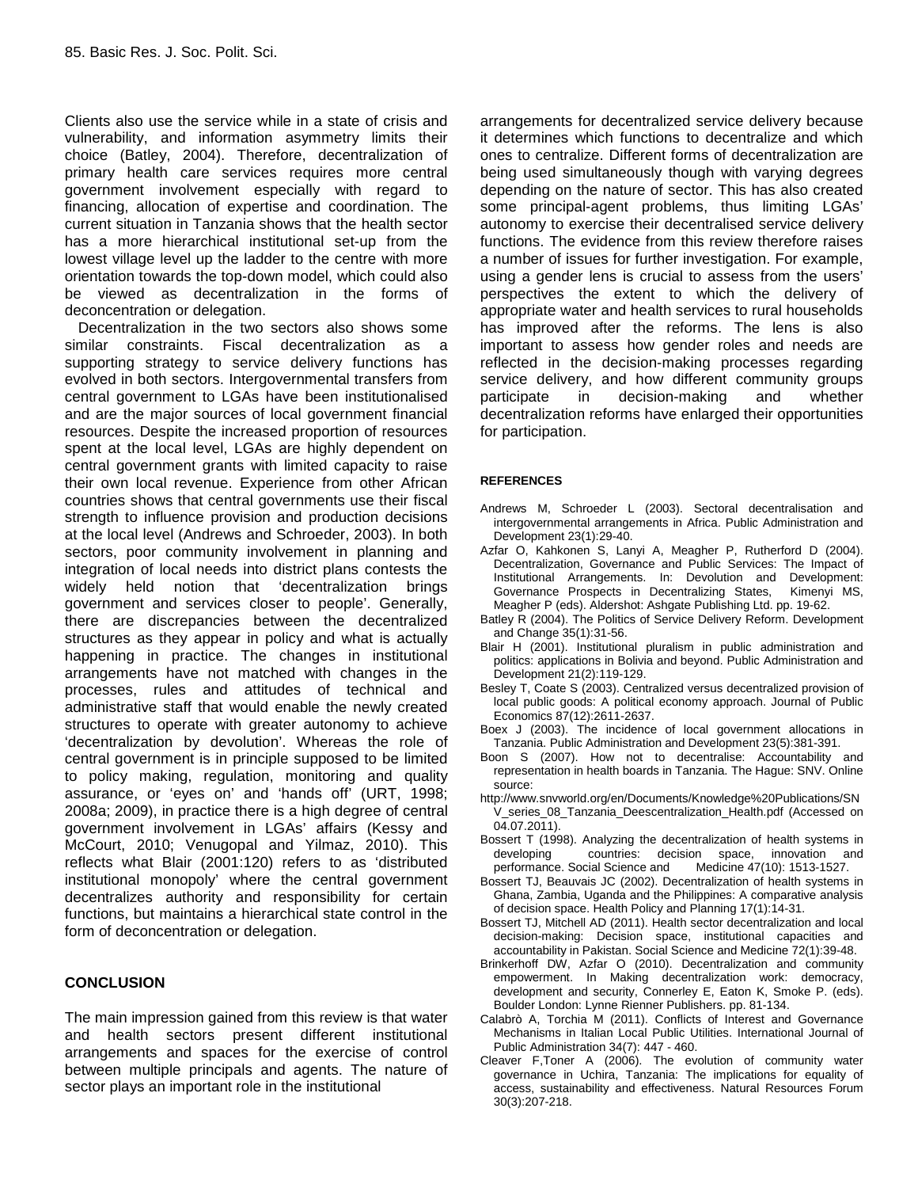Clients also use the service while in a state of crisis and vulnerability, and information asymmetry limits their choice (Batley, 2004). Therefore, decentralization of primary health care services requires more central government involvement especially with regard to financing, allocation of expertise and coordination. The current situation in Tanzania shows that the health sector has a more hierarchical institutional set-up from the lowest village level up the ladder to the centre with more orientation towards the top-down model, which could also be viewed as decentralization in the forms of deconcentration or delegation.

Decentralization in the two sectors also shows some similar constraints. Fiscal decentralization as a supporting strategy to service delivery functions has evolved in both sectors. Intergovernmental transfers from central government to LGAs have been institutionalised and are the major sources of local government financial resources. Despite the increased proportion of resources spent at the local level, LGAs are highly dependent on central government grants with limited capacity to raise their own local revenue. Experience from other African countries shows that central governments use their fiscal strength to influence provision and production decisions at the local level (Andrews and Schroeder, 2003). In both sectors, poor community involvement in planning and integration of local needs into district plans contests the widely held notion that 'decentralization brings government and services closer to people'. Generally, there are discrepancies between the decentralized structures as they appear in policy and what is actually happening in practice. The changes in institutional arrangements have not matched with changes in the processes, rules and attitudes of technical and administrative staff that would enable the newly created structures to operate with greater autonomy to achieve 'decentralization by devolution'. Whereas the role of central government is in principle supposed to be limited to policy making, regulation, monitoring and quality assurance, or 'eyes on' and 'hands off' (URT, 1998; 2008a; 2009), in practice there is a high degree of central government involvement in LGAs' affairs (Kessy and McCourt, 2010; Venugopal and Yilmaz, 2010). This reflects what Blair (2001:120) refers to as 'distributed institutional monopoly' where the central government decentralizes authority and responsibility for certain functions, but maintains a hierarchical state control in the form of deconcentration or delegation.

## CONCLUSION

The main impression gained from this review is that water and health sectors present different institutional arrangements and spaces for the exercise of control between multiple principals and agents. The nature of sector plays an important role in the institutional arrangements for decentralized service delivery because it determines which functions to decentralize and which ones to centralize. Different forms of decentralization are being used simultaneously though with varying degrees depending on the nature of sector. This has also created some principal-agent problems, thus limiting LGAs' autonomy to exercise their decentralised service delivery functions. The evidence from this review therefore raises a number of issues for further investigation. For example, using a gender lens is crucial to assess from the users' perspectives the extent to which the delivery of appropriate water and health services to rural households has improved after the reforms. The lens is also important to assess how gender roles and needs are reflected in the decision-making processes regarding service delivery, and how different community groups participate in decision-making and whether decentralization reforms have enlarged their opportunities for participation.

### REFERENCES

Andrews M, Schroeder L (2003). Sectoral decentralisation and intergovernmental arrangements in Africa. Public Administration and Development 23(1):29-40.

Azfar O, Kahkonen S, Lanyi A, Meagher P, Rutherford D (2004). Decentralization, Governance and Public Services: The Impact of Institutional Arrangements. In: Devolution and Development: Governance Prospects in Decentralizing States, Kimenyi MS, Meagher P (eds). Aldershot: Ashgate Publishing Ltd. pp. 19-62.

Batley R (2004). The Politics of Service Delivery Reform. Development and Change 35(1):31-56.

Blair H (2001). Institutional pluralism in public administration and politics: applications in Bolivia and beyond. Public Administration and Development 21(2):119-129.

Besley T, Coate S (2003). Centralized versus decentralized provision of local public goods: A political economy approach. Journal of Public Economics 87(12):2611-2637.

Boex J (2003). The incidence of local government allocations in Tanzania. Public Administration and Development 23(5):381-391.

Boon S (2007). How not to decentralise: Accountability and representation in health boards in Tanzania. The Hague: SNV. Online source: http://www.snvworld.org/en/Documents/Knowledge%20Publications/SNV_series_08_Tanzania_Deescentralization_Health.pdf (Accessed on 04.07.2011).

Bossert T (1998). Analyzing the decentralization of health systems in developing countries: decision space, innovation and performance. Social Science and Medicine 47(10): 1513-1527.

Bossert TJ, Beauvais JC (2002). Decentralization of health systems in Ghana, Zambia, Uganda and the Philippines: A comparative analysis of decision space. Health Policy and Planning 17(1):14-31.

Bossert TJ, Mitchell AD (2011). Health sector decentralization and local decision-making: Decision space, institutional capacities and accountability in Pakistan. Social Science and Medicine 72(1):39-48.

Brinkerhoff DW, Azfar O (2010). Decentralization and community empowerment. In Making decentralization work: democracy, development and security, Connerley E, Eaton K, Smoke P. (eds). Boulder London: Lynne Rienner Publishers. pp. 81-134.

Calabrò A, Torchia M (2011). Conflicts of Interest and Governance Mechanisms in Italian Local Public Utilities. International Journal of Public Administration 34(7): 447 - 460.

Cleaver F,Toner A (2006). The evolution of community water governance in Uchira, Tanzania: The implications for equality of access, sustainability and effectiveness. Natural Resources Forum 30(3):207-218.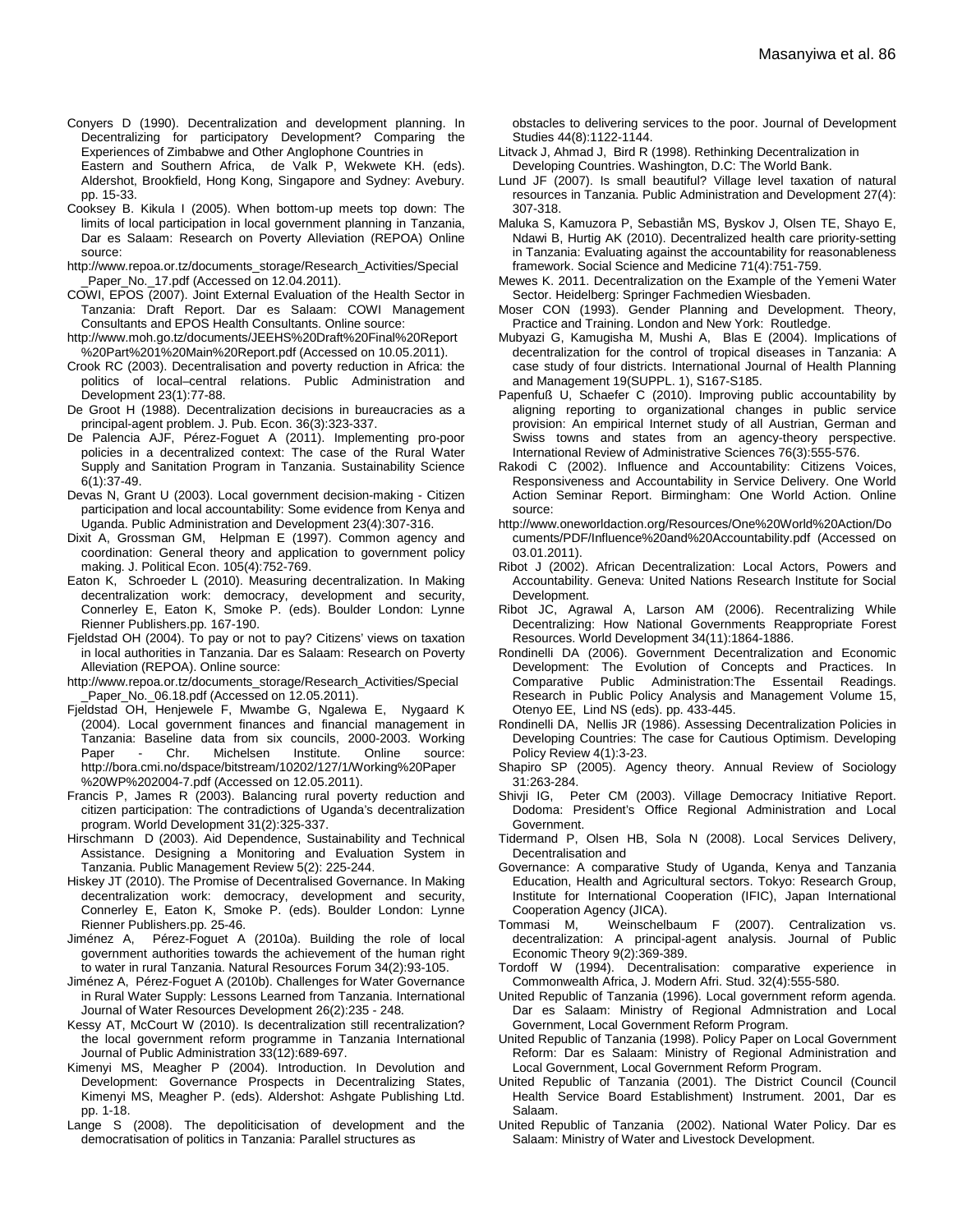Conyers D (1990). Decentralization and development planning. In Decentralizing for participatory Development? Comparing the Experiences of Zimbabwe and Other Anglophone Countries in Eastern and Southern Africa, de Valk P, Wekwete KH. (eds). Aldershot, Brookfield, Hong Kong, Singapore and Sydney: Avebury. pp. 15-33.

Cooksey B. Kikula I (2005). When bottom-up meets top down: The limits of local participation in local government planning in Tanzania, Dar es Salaam: Research on Poverty Alleviation (REPOA) Online source:

http://www.repoa.or.tz/documents_storage/Research_Activities/Special _Paper_No._17.pdf (Accessed on 12.04.2011).

COWI, EPOS (2007). Joint External Evaluation of the Health Sector in Tanzania: Draft Report. Dar es Salaam: COWI Management Consultants and EPOS Health Consultants. Online source:

http://www.moh.go.tz/documents/JEEHS%20Draft%20Final%20Report %20Part%201%20Main%20Report.pdf (Accessed on 10.05.2011).

Crook RC (2003). Decentralisation and poverty reduction in Africa: the politics of local–central relations. Public Administration and Development 23(1):77-88.

De Groot H (1988). Decentralization decisions in bureaucracies as a principal-agent problem. J. Pub. Econ. 36(3):323-337.

De Palencia AJF, Pérez-Foguet A (2011). Implementing pro-poor policies in a decentralized context: The case of the Rural Water Supply and Sanitation Program in Tanzania. Sustainability Science 6(1):37-49.

Devas N, Grant U (2003). Local government decision-making - Citizen participation and local accountability: Some evidence from Kenya and Uganda. Public Administration and Development 23(4):307-316.

Dixit A, Grossman GM, Helpman E (1997). Common agency and coordination: General theory and application to government policy making. J. Political Econ. 105(4):752-769.

Eaton K, Schroeder L (2010). Measuring decentralization. In Making decentralization work: democracy, development and security, Connerley E, Eaton K, Smoke P. (eds). Boulder London: Lynne Rienner Publishers.pp. 167-190.

Fjeldstad OH (2004). To pay or not to pay? Citizens' views on taxation in local authorities in Tanzania. Dar es Salaam: Research on Poverty Alleviation (REPOA). Online source:

http://www.repoa.or.tz/documents_storage/Research_Activities/Special _Paper_No._06.18.pdf (Accessed on 12.05.2011).

Fjeldstad OH, Henjewele F, Mwambe G, Ngalewa E, Nygaard K (2004). Local government finances and financial management in Tanzania: Baseline data from six councils, 2000-2003. Working Paper - Chr. Michelsen Institute. Online source: http://bora.cmi.no/dspace/bitstream/10202/127/1/Working%20Paper %20WP%202004-7.pdf (Accessed on 12.05.2011).

Francis P, James R (2003). Balancing rural poverty reduction and citizen participation: The contradictions of Uganda's decentralization program. World Development 31(2):325-337.

Hirschmann D (2003). Aid Dependence, Sustainability and Technical Assistance. Designing a Monitoring and Evaluation System in Tanzania. Public Management Review 5(2): 225-244.

Hiskey JT (2010). The Promise of Decentralised Governance. In Making decentralization work: democracy, development and security, Connerley E, Eaton K, Smoke P. (eds). Boulder London: Lynne Rienner Publishers.pp. 25-46.

Jiménez A, Pérez-Foguet A (2010a). Building the role of local government authorities towards the achievement of the human right to water in rural Tanzania. Natural Resources Forum 34(2):93-105.

Jiménez A, Pérez-Foguet A (2010b). Challenges for Water Governance in Rural Water Supply: Lessons Learned from Tanzania. International Journal of Water Resources Development 26(2):235 - 248.

Kessy AT, McCourt W (2010). Is decentralization still recentralization? the local government reform programme in Tanzania International Journal of Public Administration 33(12):689-697.

Kimenyi MS, Meagher P (2004). Introduction. In Devolution and Development: Governance Prospects in Decentralizing States, Kimenyi MS, Meagher P. (eds). Aldershot: Ashgate Publishing Ltd. pp. 1-18.

Lange S (2008). The depoliticisation of development and the democratisation of politics in Tanzania: Parallel structures as obstacles to delivering services to the poor. Journal of Development Studies 44(8):1122-1144.

Litvack J, Ahmad J, Bird R (1998). Rethinking Decentralization in Developing Countries. Washington, D.C: The World Bank.

Lund JF (2007). Is small beautiful? Village level taxation of natural resources in Tanzania. Public Administration and Development 27(4): 307-318.

Maluka S, Kamuzora P, Sebastiån MS, Byskov J, Olsen TE, Shayo E, Ndawi B, Hurtig AK (2010). Decentralized health care priority-setting in Tanzania: Evaluating against the accountability for reasonableness framework. Social Science and Medicine 71(4):751-759.

Mewes K. 2011. Decentralization on the Example of the Yemeni Water Sector. Heidelberg: Springer Fachmedien Wiesbaden.

Moser CON (1993). Gender Planning and Development. Theory, Practice and Training. London and New York: Routledge.

Mubyazi G, Kamugisha M, Mushi A, Blas E (2004). Implications of decentralization for the control of tropical diseases in Tanzania: A case study of four districts. International Journal of Health Planning and Management 19(SUPPL. 1), S167-S185.

Papenfuß U, Schaefer C (2010). Improving public accountability by aligning reporting to organizational changes in public service provision: An empirical Internet study of all Austrian, German and Swiss towns and states from an agency-theory perspective. International Review of Administrative Sciences 76(3):555-576.

Rakodi C (2002). Influence and Accountability: Citizens Voices, Responsiveness and Accountability in Service Delivery. One World Action Seminar Report. Birmingham: One World Action. Online source:

http://www.oneworldaction.org/Resources/One%20World%20Action/Documents/PDF/Influence%20and%20Accountability.pdf (Accessed on 03.01.2011).

Ribot J (2002). African Decentralization: Local Actors, Powers and Accountability. Geneva: United Nations Research Institute for Social Development.

Ribot JC, Agrawal A, Larson AM (2006). Recentralizing While Decentralizing: How National Governments Reappropriate Forest Resources. World Development 34(11):1864-1886.

Rondinelli DA (2006). Government Decentralization and Economic Development: The Evolution of Concepts and Practices. In Comparative Public Administration:The Essentail Readings. Research in Public Policy Analysis and Management Volume 15, Otenyo EE, Lind NS (eds). pp. 433-445.

Rondinelli DA, Nellis JR (1986). Assessing Decentralization Policies in Developing Countries: The case for Cautious Optimism. Developing Policy Review 4(1):3-23.

Shapiro SP (2005). Agency theory. Annual Review of Sociology 31:263-284.

Shivji IG, Peter CM (2003). Village Democracy Initiative Report. Dodoma: President's Office Regional Administration and Local Government.

Tidermand P, Olsen HB, Sola N (2008). Local Services Delivery, Decentralisation and

Governance: A comparative Study of Uganda, Kenya and Tanzania Education, Health and Agricultural sectors. Tokyo: Research Group, Institute for International Cooperation (IFIC), Japan International Cooperation Agency (JICA).

Tommasi M, Weinschelbaum F (2007). Centralization vs. decentralization: A principal-agent analysis. Journal of Public Economic Theory 9(2):369-389.

Tordoff W (1994). Decentralisation: comparative experience in Commonwealth Africa, J. Modern Afri. Stud. 32(4):555-580.

United Republic of Tanzania (1996). Local government reform agenda. Dar es Salaam: Ministry of Regional Admnistration and Local Government, Local Government Reform Program.

United Republic of Tanzania (1998). Policy Paper on Local Government Reform: Dar es Salaam: Ministry of Regional Administration and Local Government, Local Government Reform Program.

United Republic of Tanzania (2001). The District Council (Council Health Service Board Establishment) Instrument. 2001, Dar es Salaam.

United Republic of Tanzania (2002). National Water Policy. Dar es Salaam: Ministry of Water and Livestock Development.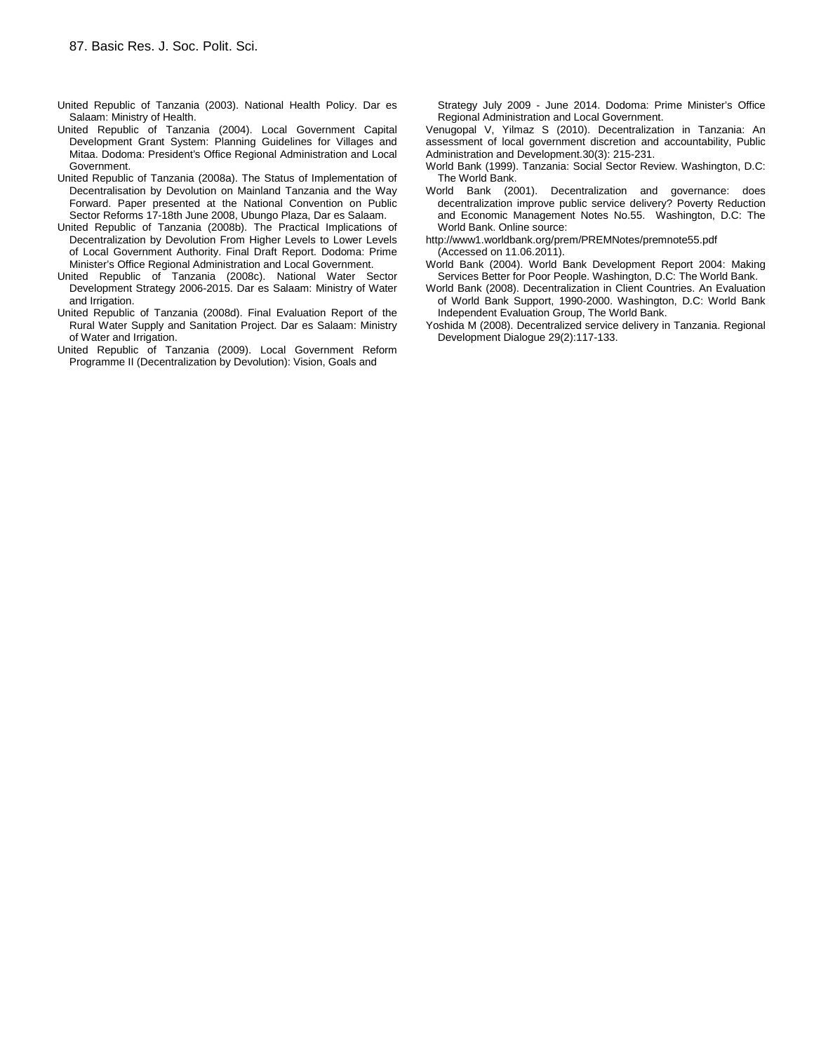United Republic of Tanzania (2003). National Health Policy. Dar es Salaam: Ministry of Health.

United Republic of Tanzania (2004). Local Government Capital Development Grant System: Planning Guidelines for Villages and Mitaa. Dodoma: President's Office Regional Administration and Local Government.

United Republic of Tanzania (2008a). The Status of Implementation of Decentralisation by Devolution on Mainland Tanzania and the Way Forward. Paper presented at the National Convention on Public Sector Reforms 17-18th June 2008, Ubungo Plaza, Dar es Salaam.

United Republic of Tanzania (2008b). The Practical Implications of Decentralization by Devolution From Higher Levels to Lower Levels of Local Government Authority. Final Draft Report. Dodoma: Prime Minister's Office Regional Administration and Local Government.

United Republic of Tanzania (2008c). National Water Sector Development Strategy 2006-2015. Dar es Salaam: Ministry of Water and Irrigation.

United Republic of Tanzania (2008d). Final Evaluation Report of the Rural Water Supply and Sanitation Project. Dar es Salaam: Ministry of Water and Irrigation.

United Republic of Tanzania (2009). Local Government Reform Programme II (Decentralization by Devolution): Vision, Goals and Strategy July 2009 - June 2014. Dodoma: Prime Minister's Office Regional Administration and Local Government.

Venugopal V, Yilmaz S (2010). Decentralization in Tanzania: An assessment of local government discretion and accountability, Public Administration and Development.30(3): 215-231.

World Bank (1999). Tanzania: Social Sector Review. Washington, D.C: The World Bank.

World Bank (2001). Decentralization and governance: does decentralization improve public service delivery? Poverty Reduction and Economic Management Notes No.55. Washington, D.C: The World Bank. Online source:
http://www1.worldbank.org/prem/PREMNotes/premnote55.pdf (Accessed on 11.06.2011).

World Bank (2004). World Bank Development Report 2004: Making Services Better for Poor People. Washington, D.C: The World Bank.

World Bank (2008). Decentralization in Client Countries. An Evaluation of World Bank Support, 1990-2000. Washington, D.C: World Bank Independent Evaluation Group, The World Bank.

Yoshida M (2008). Decentralized service delivery in Tanzania. Regional Development Dialogue 29(2):117-133.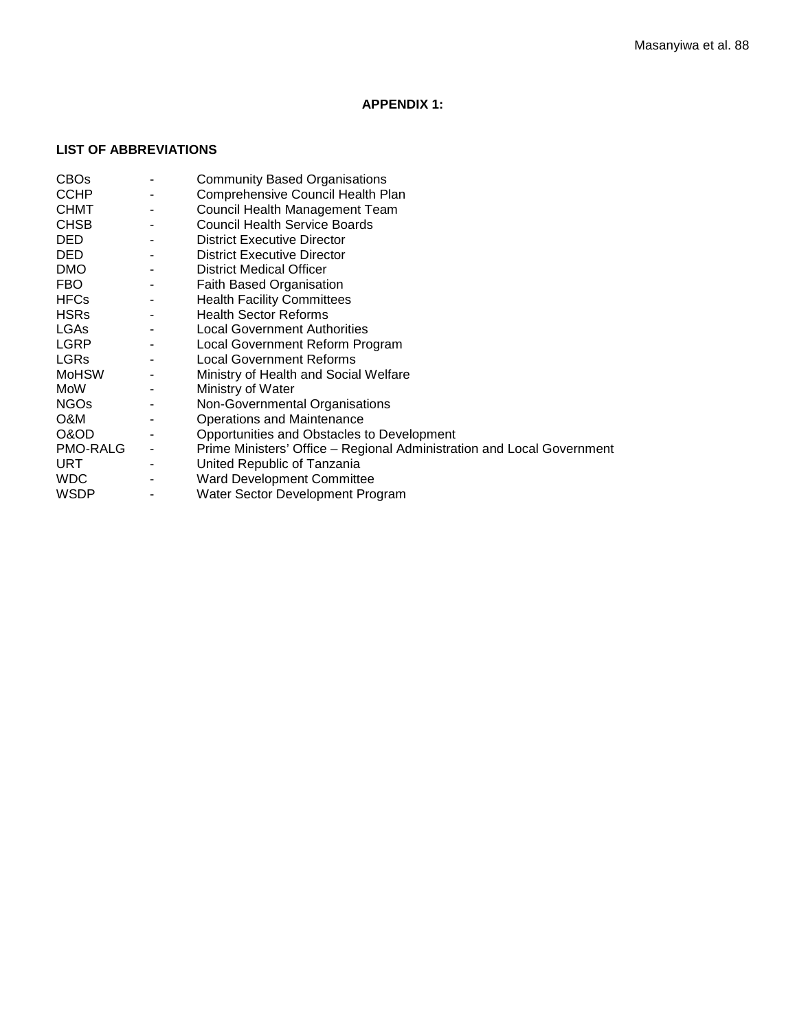**APPENDIX 1:**

**LIST OF ABBREVIATIONS**

| | | |
|---|---|---|
| CBOs | - | Community Based Organisations |
| CCHP | - | Comprehensive Council Health Plan |
| CHMT | - | Council Health Management Team |
| CHSB | - | Council Health Service Boards |
| DED | - | District Executive Director |
| DED | - | District Executive Director |
| DMO | - | District Medical Officer |
| FBO | - | Faith Based Organisation |
| HFCs | - | Health Facility Committees |
| HSRs | - | Health Sector Reforms |
| LGAs | - | Local Government Authorities |
| LGRP | - | Local Government Reform Program |
| LGRs | - | Local Government Reforms |
| MoHSW | - | Ministry of Health and Social Welfare |
| MoW | - | Ministry of Water |
| NGOs | - | Non-Governmental Organisations |
| O&M | - | Operations and Maintenance |
| O&OD | - | Opportunities and Obstacles to Development |
| PMO-RALG | - | Prime Ministers' Office – Regional Administration and Local Government |
| URT | - | United Republic of Tanzania |
| WDC | - | Ward Development Committee |
| WSDP | - | Water Sector Development Program |